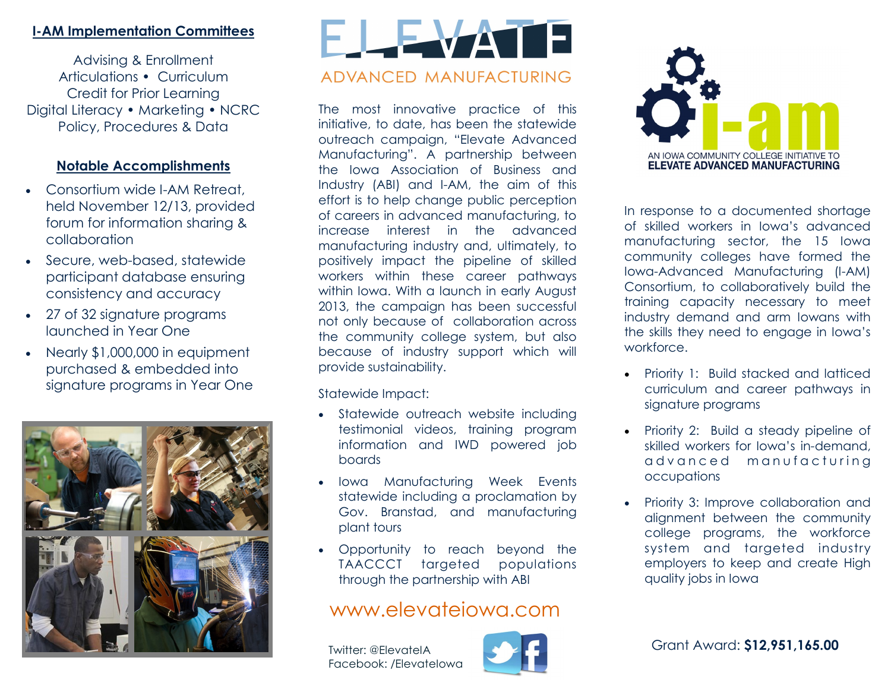## I-AM Implementation Committees

Advising & Enrollment
Articulations • Curriculum
Credit for Prior Learning
Digital Literacy • Marketing • NCRC
Policy, Procedures & Data

## Notable Accomplishments

- Consortium wide I-AM Retreat, held November 12/13, provided forum for information sharing & collaboration
- Secure, web-based, statewide participant database ensuring consistency and accuracy
- 27 of 32 signature programs launched in Year One
- Nearly $1,000,000 in equipment purchased & embedded into signature programs in Year One

# ELEVATE

## ADVANCED MANUFACTURING

The most innovative practice of this initiative, to date, has been the statewide outreach campaign, "Elevate Advanced Manufacturing". A partnership between the Iowa Association of Business and Industry (ABI) and I-AM, the aim of this effort is to help change public perception of careers in advanced manufacturing, to increase interest in the advanced manufacturing industry and, ultimately, to positively impact the pipeline of skilled workers within these career pathways within Iowa. With a launch in early August 2013, the campaign has been successful not only because of collaboration across the community college system, but also because of industry support which will provide sustainability.

Statewide Impact:

- Statewide outreach website including testimonial videos, training program information and IWD powered job boards
- Iowa Manufacturing Week Events statewide including a proclamation by Gov. Branstad, and manufacturing plant tours
- Opportunity to reach beyond the TAACCCT targeted populations through the partnership with ABI

www.elevateiowa.com

Twitter: @ElevateIA
Facebook: /ElevateIowa

# I-AM

AN IOWA COMMUNITY COLLEGE INITIATIVE TO
**ELEVATE ADVANCED MANUFACTURING**

In response to a documented shortage of skilled workers in Iowa's advanced manufacturing sector, the 15 Iowa community colleges have formed the Iowa-Advanced Manufacturing (I-AM) Consortium, to collaboratively build the training capacity necessary to meet industry demand and arm Iowans with the skills they need to engage in Iowa's workforce.

- Priority 1: Build stacked and latticed curriculum and career pathways in signature programs
- Priority 2: Build a steady pipeline of skilled workers for Iowa's in-demand, advanced manufacturing occupations
- Priority 3: Improve collaboration and alignment between the community college programs, the workforce system and targeted industry employers to keep and create High quality jobs in Iowa

Grant Award: **$12,951,165.00**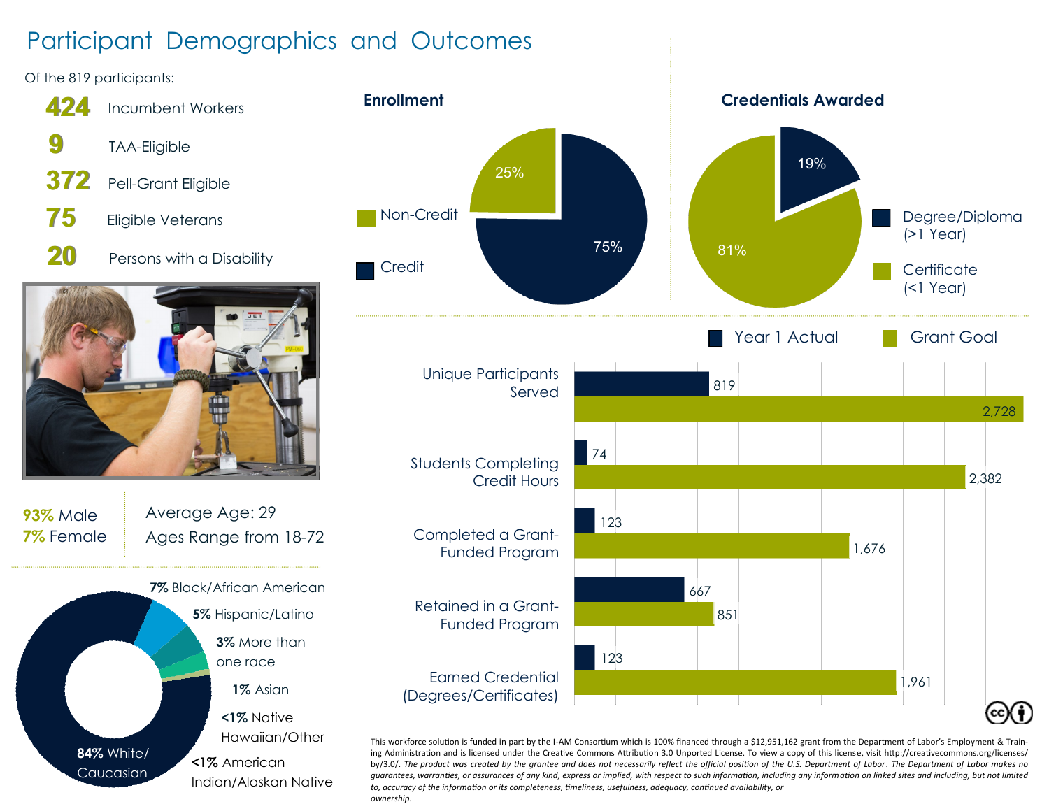# Participant Demographics and Outcomes

Of the 819 participants:

**424** Incumbent Workers

**9** TAA-Eligible

**372** Pell-Grant Eligible

**75** Eligible Veterans

**20** Persons with a Disability

**93%** Male
**7%** Female

Average Age: 29
Ages Range from 18-72

**7%** Black/African American
**5%** Hispanic/Latino
**3%** More than one race
**1%** Asian
**<1%** Native Hawaiian/Other
**<1%** American Indian/Alaskan Native
**84%** White/ Caucasian

## Enrollment

Non-Credit 25%
Credit 75%

## Credentials Awarded

Degree/Diploma (>1 Year) 19%
Certificate (<1 Year) 81%

Year 1 Actual
Grant Goal

Unique Participants Served: 819; 2,728
Students Completing Credit Hours: 74; 2,382
Completed a Grant-Funded Program: 123; 1,676
Retained in a Grant-Funded Program: 667; 851
Earned Credential (Degrees/Certificates): 123; 1,961

This workforce solution is funded in part by the I-AM Consortium which is 100% financed through a $12,951,162 grant from the Department of Labor's Employment & Training Administration and is licensed under the Creative Commons Attribution 3.0 Unported License. To view a copy of this license, visit http://creativecommons.org/licenses/by/3.0/. *The product was created by the grantee and does not necessarily reflect the official position of the U.S. Department of Labor. The Department of Labor makes no guarantees, warranties, or assurances of any kind, express or implied, with respect to such information, including any information on linked sites and including, but not limited to, accuracy of the information or its completeness, timeliness, usefulness, adequacy, continued availability, or ownership.*